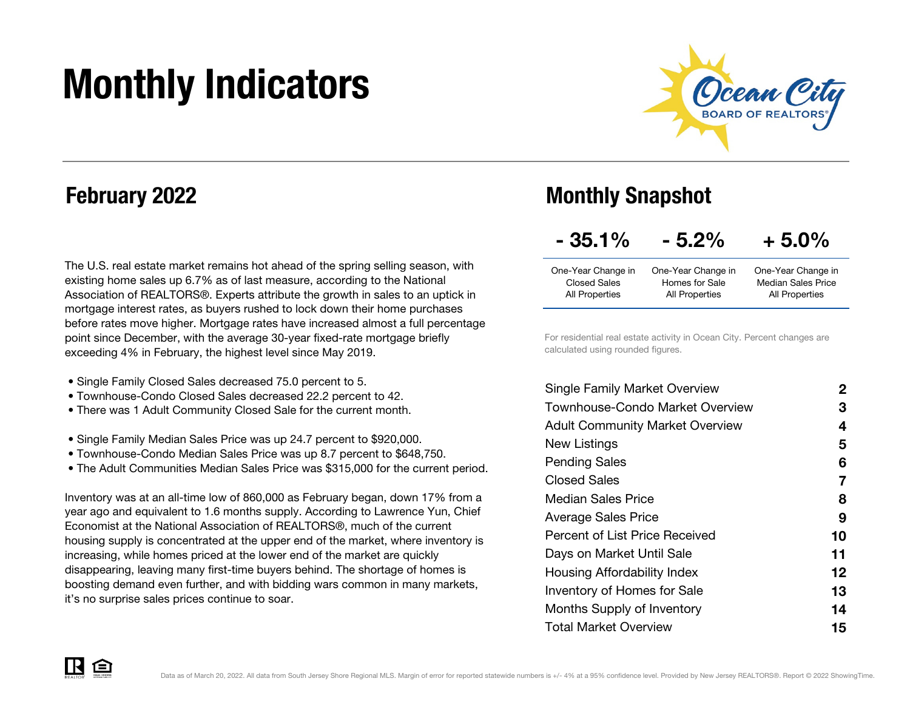# Monthly Indicators

Ocean City BOARD OF REALTORS®

## February 2022

The U.S. real estate market remains hot ahead of the spring selling season, with existing home sales up 6.7% as of last measure, according to the National Association of REALTORS®. Experts attribute the growth in sales to an uptick in mortgage interest rates, as buyers rushed to lock down their home purchases before rates move higher. Mortgage rates have increased almost a full percentage point since December, with the average 30-year fixed-rate mortgage briefly exceeding 4% in February, the highest level since May 2019.

- Single Family Closed Sales decreased 75.0 percent to 5.
- Townhouse-Condo Closed Sales decreased 22.2 percent to 42.
- There was 1 Adult Community Closed Sale for the current month.

- Single Family Median Sales Price was up 24.7 percent to $920,000.
- Townhouse-Condo Median Sales Price was up 8.7 percent to $648,750.
- The Adult Communities Median Sales Price was $315,000 for the current period.

Inventory was at an all-time low of 860,000 as February began, down 17% from a year ago and equivalent to 1.6 months supply. According to Lawrence Yun, Chief Economist at the National Association of REALTORS®, much of the current housing supply is concentrated at the upper end of the market, where inventory is increasing, while homes priced at the lower end of the market are quickly disappearing, leaving many first-time buyers behind. The shortage of homes is boosting demand even further, and with bidding wars common in many markets, it's no surprise sales prices continue to soar.

## Monthly Snapshot

| - 35.1% | - 5.2% | + 5.0% |
| --- | --- | --- |
| One-Year Change in Closed Sales All Properties | One-Year Change in Homes for Sale All Properties | One-Year Change in Median Sales Price All Properties |

For residential real estate activity in Ocean City. Percent changes are calculated using rounded figures.

| | |
| --- | --- |
| Single Family Market Overview | 2 |
| Townhouse-Condo Market Overview | 3 |
| Adult Community Market Overview | 4 |
| New Listings | 5 |
| Pending Sales | 6 |
| Closed Sales | 7 |
| Median Sales Price | 8 |
| Average Sales Price | 9 |
| Percent of List Price Received | 10 |
| Days on Market Until Sale | 11 |
| Housing Affordability Index | 12 |
| Inventory of Homes for Sale | 13 |
| Months Supply of Inventory | 14 |
| Total Market Overview | 15 |

Data as of March 20, 2022. All data from South Jersey Shore Regional MLS. Margin of error for reported statewide numbers is +/- 4% at a 95% confidence level. Provided by New Jersey REALTORS®. Report © 2022 ShowingTime.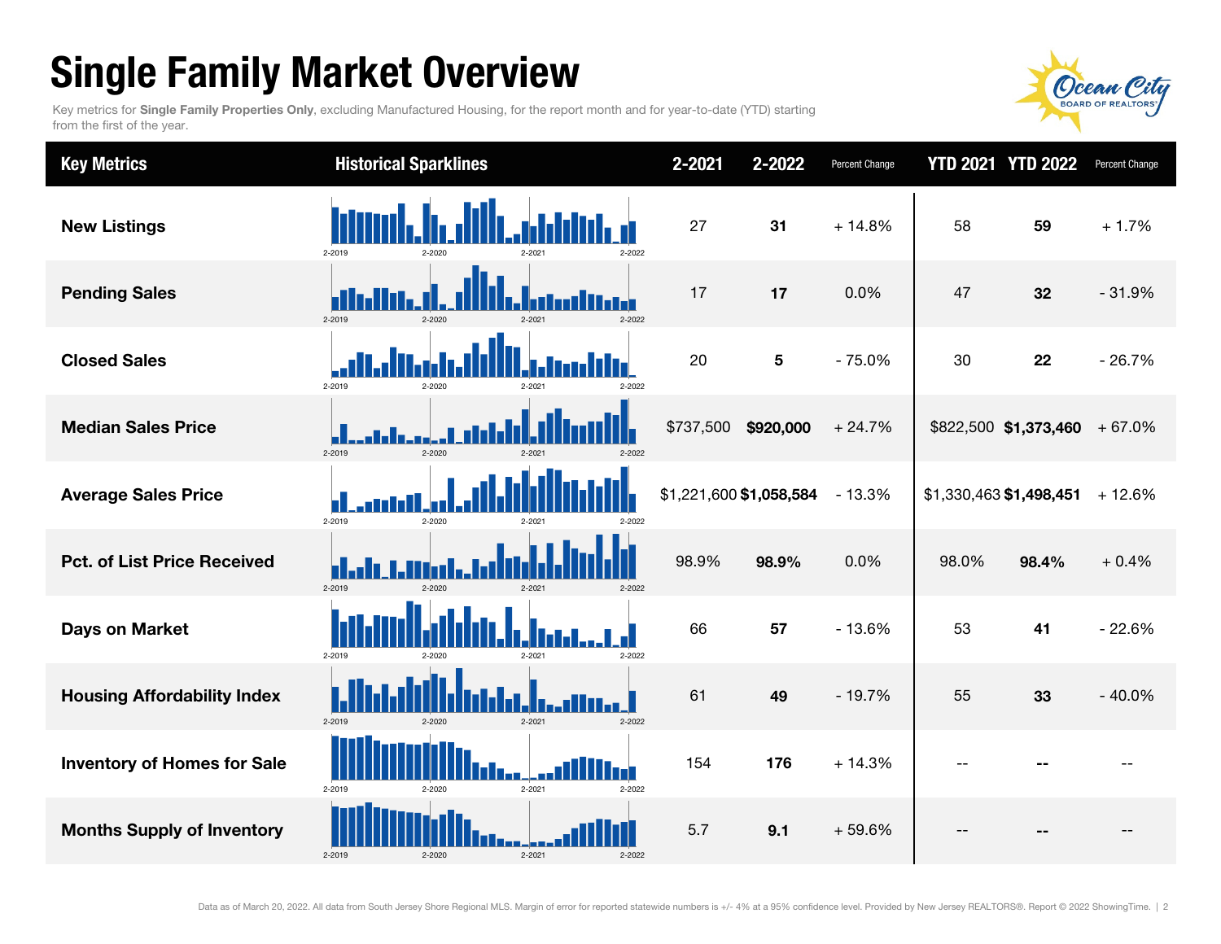# Single Family Market Overview

Key metrics for **Single Family Properties Only**, excluding Manufactured Housing, for the report month and for year-to-date (YTD) starting from the first of the year.

| Key Metrics | Historical Sparklines | 2-2021 | 2-2022 | Percent Change | YTD 2021 | YTD 2022 | Percent Change |
|---|---|---|---|---|---|---|---|
| **New Listings** | 2-2019 2-2020 2-2021 2-2022 | 27 | **31** | + 14.8% | 58 | **59** | + 1.7% |
| **Pending Sales** | 2-2019 2-2020 2-2021 2-2022 | 17 | **17** | 0.0% | 47 | **32** | - 31.9% |
| **Closed Sales** | 2-2019 2-2020 2-2021 2-2022 | 20 | **5** | - 75.0% | 30 | **22** | - 26.7% |
| **Median Sales Price** | 2-2019 2-2020 2-2021 2-2022 | $737,500 | **$920,000** | + 24.7% | $822,500 | **$1,373,460** | + 67.0% |
| **Average Sales Price** | 2-2019 2-2020 2-2021 2-2022 | $1,221,600 | **$1,058,584** | - 13.3% | $1,330,463 | **$1,498,451** | + 12.6% |
| **Pct. of List Price Received** | 2-2019 2-2020 2-2021 2-2022 | 98.9% | **98.9%** | 0.0% | 98.0% | **98.4%** | + 0.4% |
| **Days on Market** | 2-2019 2-2020 2-2021 2-2022 | 66 | **57** | - 13.6% | 53 | **41** | - 22.6% |
| **Housing Affordability Index** | 2-2019 2-2020 2-2021 2-2022 | 61 | **49** | - 19.7% | 55 | **33** | - 40.0% |
| **Inventory of Homes for Sale** | 2-2019 2-2020 2-2021 2-2022 | 154 | **176** | + 14.3% | -- | **--** | -- |
| **Months Supply of Inventory** | 2-2019 2-2020 2-2021 2-2022 | 5.7 | **9.1** | + 59.6% | -- | **--** | -- |

Data as of March 20, 2022. All data from South Jersey Shore Regional MLS. Margin of error for reported statewide numbers is +/- 4% at a 95% confidence level. Provided by New Jersey REALTORS®. Report © 2022 ShowingTime.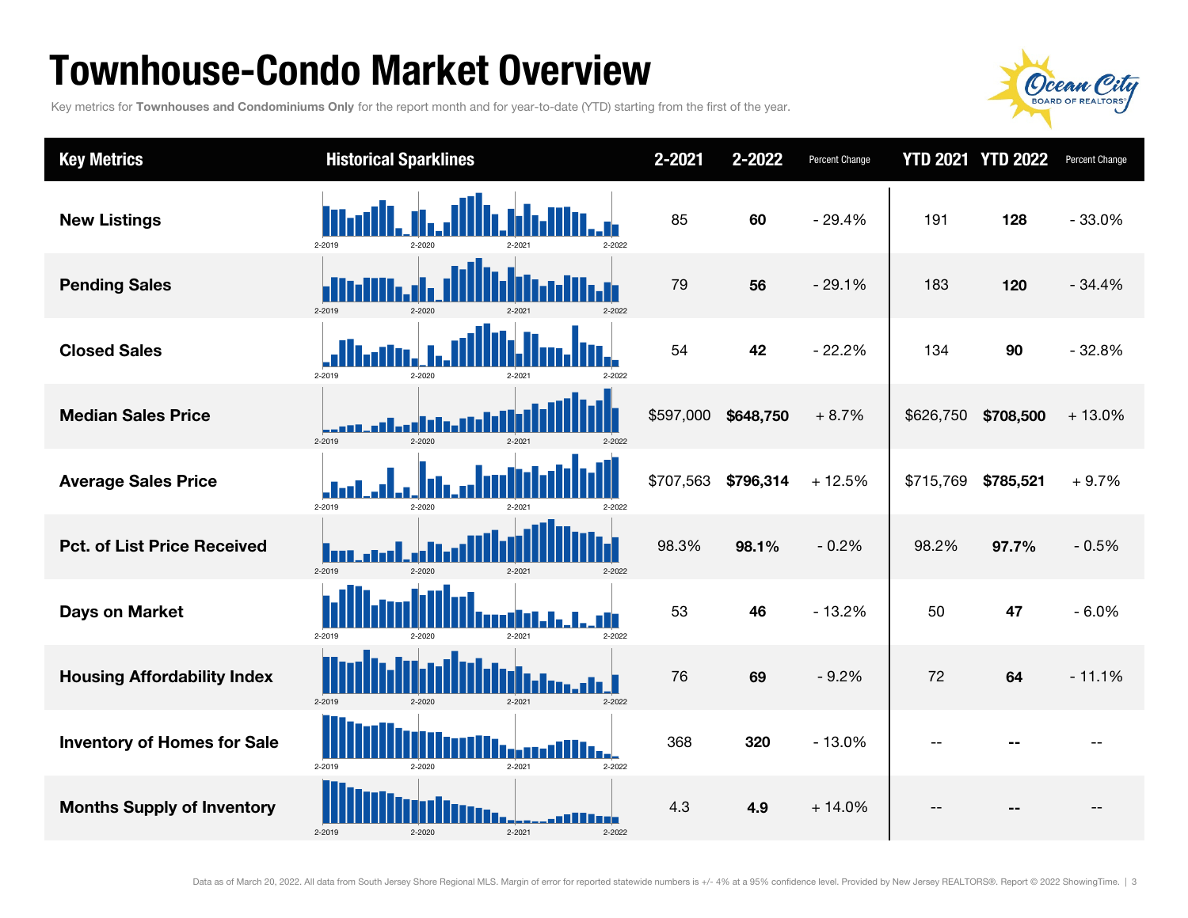# Townhouse-Condo Market Overview

Key metrics for **Townhouses and Condominiums Only** for the report month and for year-to-date (YTD) starting from the first of the year.

| Key Metrics | Historical Sparklines | 2-2021 | 2-2022 | Percent Change | YTD 2021 | YTD 2022 | Percent Change |
|---|---|---|---|---|---|---|---|
| New Listings | 2-2019 2-2020 2-2021 2-2022 | 85 | **60** | - 29.4% | 191 | **128** | - 33.0% |
| Pending Sales | 2-2019 2-2020 2-2021 2-2022 | 79 | **56** | - 29.1% | 183 | **120** | - 34.4% |
| Closed Sales | 2-2019 2-2020 2-2021 2-2022 | 54 | **42** | - 22.2% | 134 | **90** | - 32.8% |
| Median Sales Price | 2-2019 2-2020 2-2021 2-2022 | $597,000 | **$648,750** | + 8.7% | $626,750 | **$708,500** | + 13.0% |
| Average Sales Price | 2-2019 2-2020 2-2021 2-2022 | $707,563 | **$796,314** | + 12.5% | $715,769 | **$785,521** | + 9.7% |
| Pct. of List Price Received | 2-2019 2-2020 2-2021 2-2022 | 98.3% | **98.1%** | - 0.2% | 98.2% | **97.7%** | - 0.5% |
| Days on Market | 2-2019 2-2020 2-2021 2-2022 | 53 | **46** | - 13.2% | 50 | **47** | - 6.0% |
| Housing Affordability Index | 2-2019 2-2020 2-2021 2-2022 | 76 | **69** | - 9.2% | 72 | **64** | - 11.1% |
| Inventory of Homes for Sale | 2-2019 2-2020 2-2021 2-2022 | 368 | **320** | - 13.0% | -- | **--** | -- |
| Months Supply of Inventory | 2-2019 2-2020 2-2021 2-2022 | 4.3 | **4.9** | + 14.0% | -- | **--** | -- |

Data as of March 20, 2022. All data from South Jersey Shore Regional MLS. Margin of error for reported statewide numbers is +/- 4% at a 95% confidence level. Provided by New Jersey REALTORS®. Report © 2022 ShowingTime.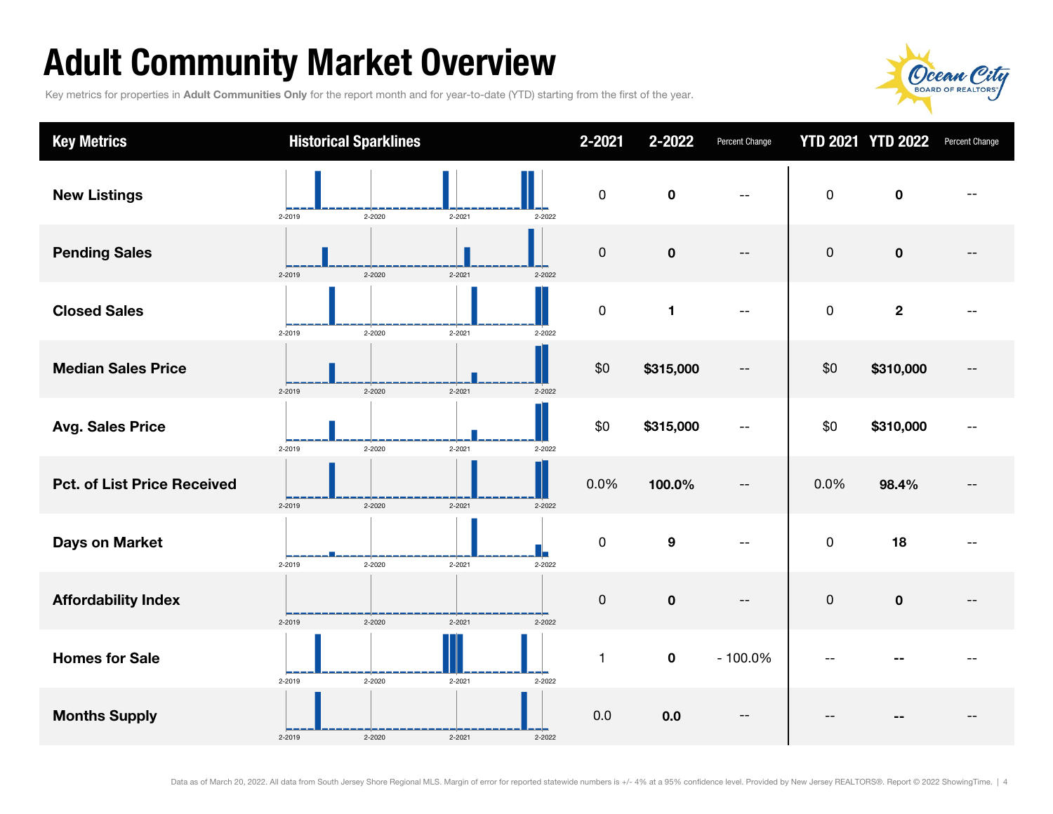# Adult Community Market Overview

Key metrics for properties in **Adult Communities Only** for the report month and for year-to-date (YTD) starting from the first of the year.

| Key Metrics | Historical Sparklines | 2-2021 | 2-2022 | Percent Change | YTD 2021 | YTD 2022 | Percent Change |
|---|---|---|---|---|---|---|---|
| **New Listings** | 2-2019 2-2020 2-2021 2-2022 | 0 | **0** | -- | 0 | **0** | -- |
| **Pending Sales** | 2-2019 2-2020 2-2021 2-2022 | 0 | **0** | -- | 0 | **0** | -- |
| **Closed Sales** | 2-2019 2-2020 2-2021 2-2022 | 0 | **1** | -- | 0 | **2** | -- |
| **Median Sales Price** | 2-2019 2-2020 2-2021 2-2022 | $0 | **$315,000** | -- | $0 | **$310,000** | -- |
| **Avg. Sales Price** | 2-2019 2-2020 2-2021 2-2022 | $0 | **$315,000** | -- | $0 | **$310,000** | -- |
| **Pct. of List Price Received** | 2-2019 2-2020 2-2021 2-2022 | 0.0% | **100.0%** | -- | 0.0% | **98.4%** | -- |
| **Days on Market** | 2-2019 2-2020 2-2021 2-2022 | 0 | **9** | -- | 0 | **18** | -- |
| **Affordability Index** | 2-2019 2-2020 2-2021 2-2022 | 0 | **0** | -- | 0 | **0** | -- |
| **Homes for Sale** | 2-2019 2-2020 2-2021 2-2022 | 1 | **0** | - 100.0% | -- | **--** | -- |
| **Months Supply** | 2-2019 2-2020 2-2021 2-2022 | 0.0 | **0.0** | -- | -- | **--** | -- |

Data as of March 20, 2022. All data from South Jersey Shore Regional MLS. Margin of error for reported statewide numbers is +/- 4% at a 95% confidence level. Provided by New Jersey REALTORS®. Report © 2022 ShowingTime.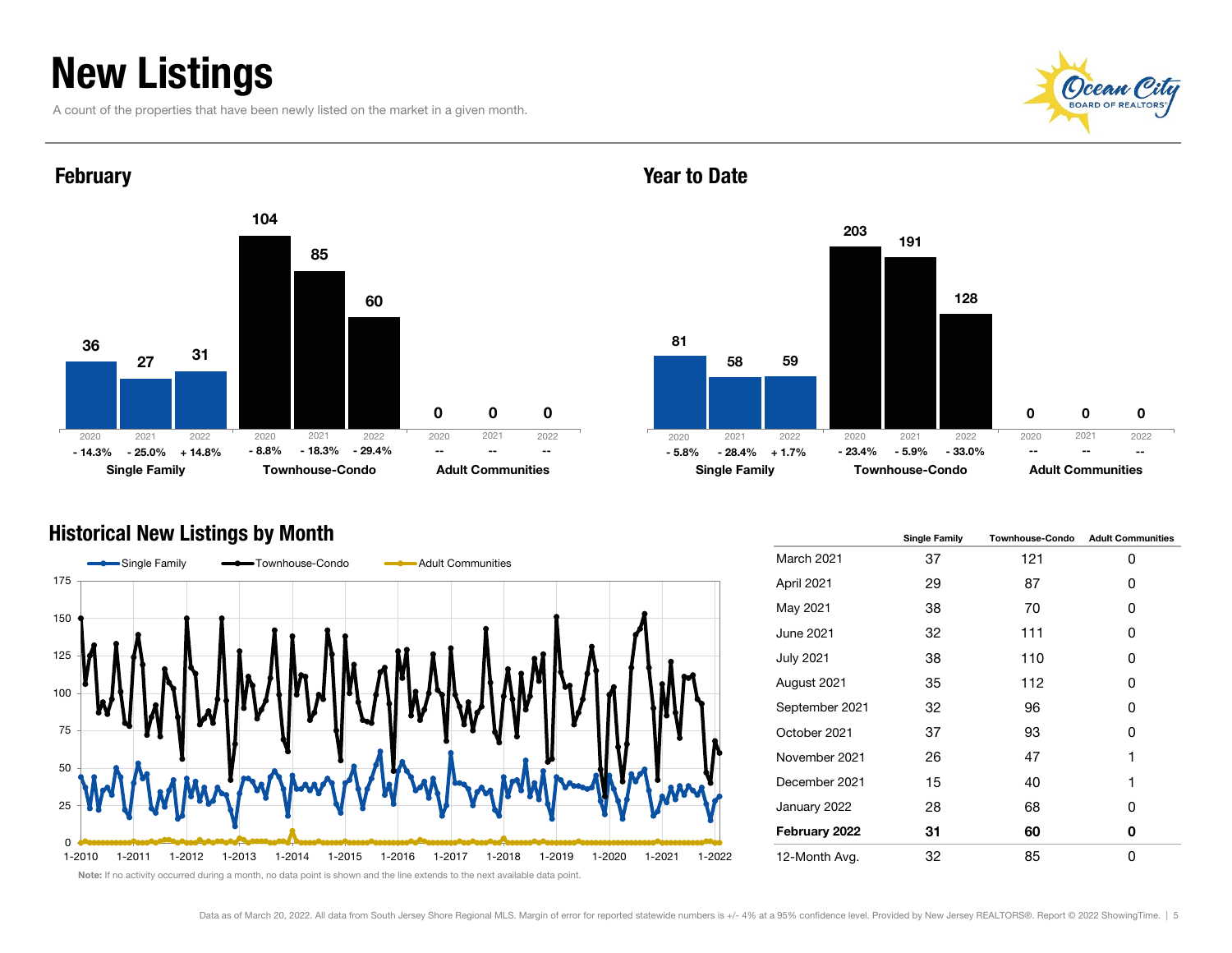# New Listings

A count of the properties that have been newly listed on the market in a given month.

## February

| | 2020 | 2021 | 2022 |
|---|---|---|---|
| Single Family | 36 (- 14.3%) | 27 (- 25.0%) | 31 (+ 14.8%) |
| Townhouse-Condo | 104 (- 8.8%) | 85 (- 18.3%) | 60 (- 29.4%) |
| Adult Communities | 0 (--) | 0 (--) | 0 (--) |

## Year to Date

| | 2020 | 2021 | 2022 |
|---|---|---|---|
| Single Family | 81 (- 5.8%) | 58 (- 28.4%) | 59 (+ 1.7%) |
| Townhouse-Condo | 203 (- 23.4%) | 191 (- 5.9%) | 128 (- 33.0%) |
| Adult Communities | 0 (--) | 0 (--) | 0 (--) |

## Historical New Listings by Month

| | Single Family | Townhouse-Condo | Adult Communities |
|---|---|---|---|
| March 2021 | 37 | 121 | 0 |
| April 2021 | 29 | 87 | 0 |
| May 2021 | 38 | 70 | 0 |
| June 2021 | 32 | 111 | 0 |
| July 2021 | 38 | 110 | 0 |
| August 2021 | 35 | 112 | 0 |
| September 2021 | 32 | 96 | 0 |
| October 2021 | 37 | 93 | 0 |
| November 2021 | 26 | 47 | 1 |
| December 2021 | 15 | 40 | 1 |
| January 2022 | 28 | 68 | 0 |
| **February 2022** | **31** | **60** | **0** |
| 12-Month Avg. | 32 | 85 | 0 |

**Note:** If no activity occurred during a month, no data point is shown and the line extends to the next available data point.

Data as of March 20, 2022. All data from South Jersey Shore Regional MLS. Margin of error for reported statewide numbers is +/- 4% at a 95% confidence level. Provided by New Jersey REALTORS®. Report © 2022 ShowingTime.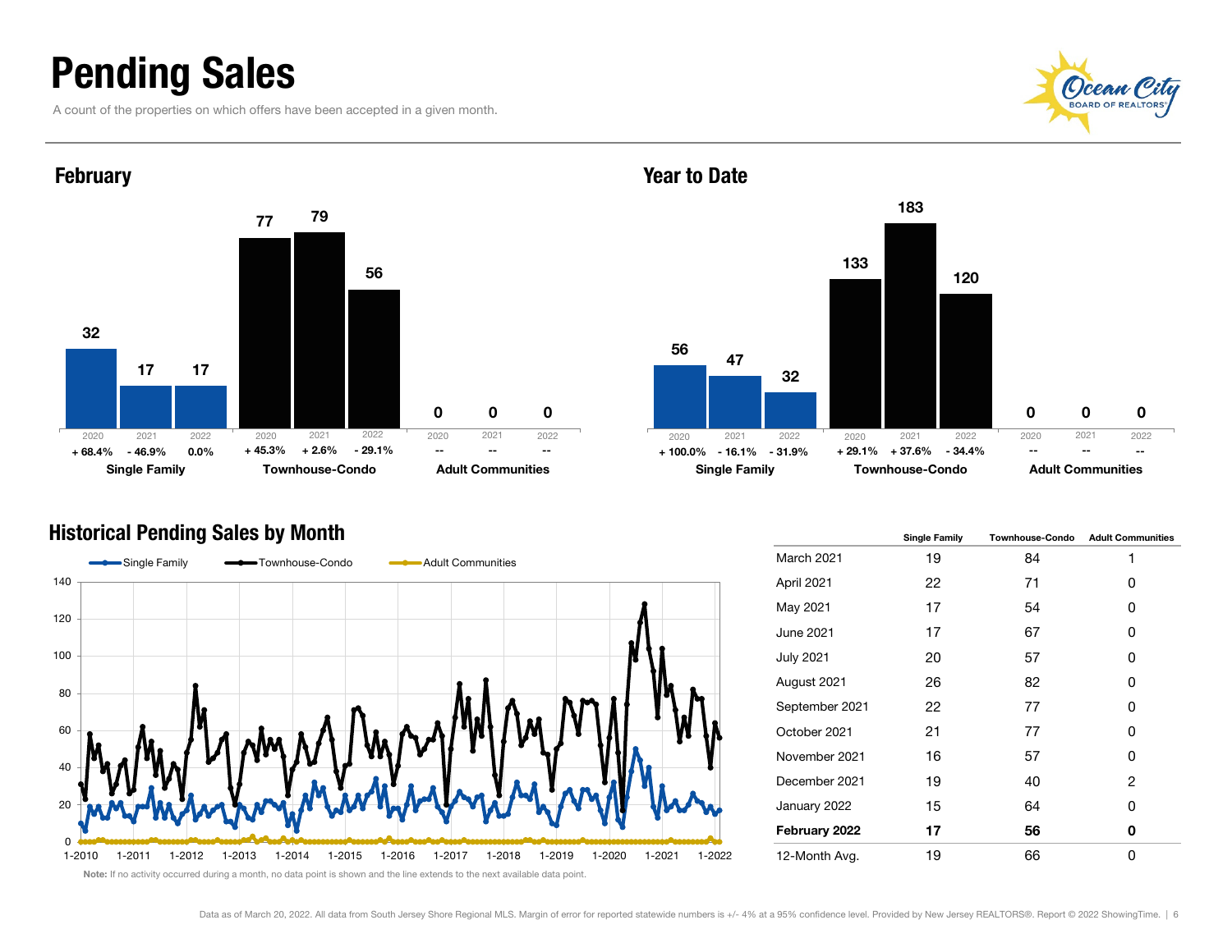# Pending Sales

A count of the properties on which offers have been accepted in a given month.

## February

| | 2020 | 2021 | 2022 |
|---|---|---|---|
| Single Family | 32 | 17 | 17 |
| Change | + 68.4% | - 46.9% | 0.0% |
| Townhouse-Condo | 77 | 79 | 56 |
| Change | + 45.3% | + 2.6% | - 29.1% |
| Adult Communities | 0 | 0 | 0 |
| Change | -- | -- | -- |

## Year to Date

| | 2020 | 2021 | 2022 |
|---|---|---|---|
| Single Family | 56 | 47 | 32 |
| Change | + 100.0% | - 16.1% | - 31.9% |
| Townhouse-Condo | 133 | 183 | 120 |
| Change | + 29.1% | + 37.6% | - 34.4% |
| Adult Communities | 0 | 0 | 0 |
| Change | -- | -- | -- |

## Historical Pending Sales by Month

Note: If no activity occurred during a month, no data point is shown and the line extends to the next available data point.

| | Single Family | Townhouse-Condo | Adult Communities |
|---|---|---|---|
| March 2021 | 19 | 84 | 1 |
| April 2021 | 22 | 71 | 0 |
| May 2021 | 17 | 54 | 0 |
| June 2021 | 17 | 67 | 0 |
| July 2021 | 20 | 57 | 0 |
| August 2021 | 26 | 82 | 0 |
| September 2021 | 22 | 77 | 0 |
| October 2021 | 21 | 77 | 0 |
| November 2021 | 16 | 57 | 0 |
| December 2021 | 19 | 40 | 2 |
| January 2022 | 15 | 64 | 0 |
| **February 2022** | **17** | **56** | **0** |
| 12-Month Avg. | 19 | 66 | 0 |

Data as of March 20, 2022. All data from South Jersey Shore Regional MLS. Margin of error for reported statewide numbers is +/- 4% at a 95% confidence level. Provided by New Jersey REALTORS®. Report © 2022 ShowingTime.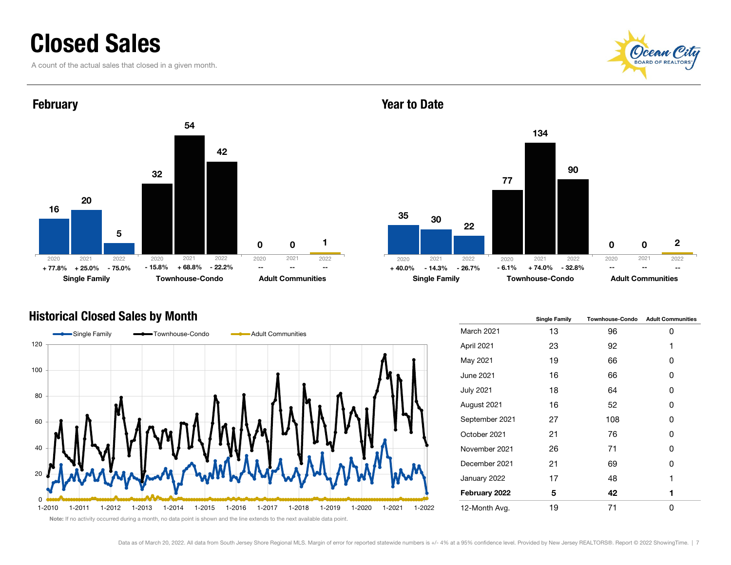# Closed Sales

A count of the actual sales that closed in a given month.

## February

| | 2020 | 2021 | 2022 |
|---|---|---|---|
| Single Family | 16 | 20 | 5 |
| | + 77.8% | + 25.0% | - 75.0% |
| Townhouse-Condo | 32 | 54 | 42 |
| | - 15.8% | + 68.8% | - 22.2% |
| Adult Communities | 0 | 0 | 1 |
| | -- | -- | -- |

## Year to Date

| | 2020 | 2021 | 2022 |
|---|---|---|---|
| Single Family | 35 | 30 | 22 |
| | + 40.0% | - 14.3% | - 26.7% |
| Townhouse-Condo | 77 | 134 | 90 |
| | - 6.1% | + 74.0% | - 32.8% |
| Adult Communities | 0 | 0 | 2 |
| | -- | -- | -- |

## Historical Closed Sales by Month

| | Single Family | Townhouse-Condo | Adult Communities |
|---|---|---|---|
| March 2021 | 13 | 96 | 0 |
| April 2021 | 23 | 92 | 1 |
| May 2021 | 19 | 66 | 0 |
| June 2021 | 16 | 66 | 0 |
| July 2021 | 18 | 64 | 0 |
| August 2021 | 16 | 52 | 0 |
| September 2021 | 27 | 108 | 0 |
| October 2021 | 21 | 76 | 0 |
| November 2021 | 26 | 71 | 0 |
| December 2021 | 21 | 69 | 0 |
| January 2022 | 17 | 48 | 1 |
| **February 2022** | **5** | **42** | **1** |
| 12-Month Avg. | 19 | 71 | 0 |

**Note:** If no activity occurred during a month, no data point is shown and the line extends to the next available data point.

Data as of March 20, 2022. All data from South Jersey Shore Regional MLS. Margin of error for reported statewide numbers is +/- 4% at a 95% confidence level. Provided by New Jersey REALTORS®. Report © 2022 ShowingTime.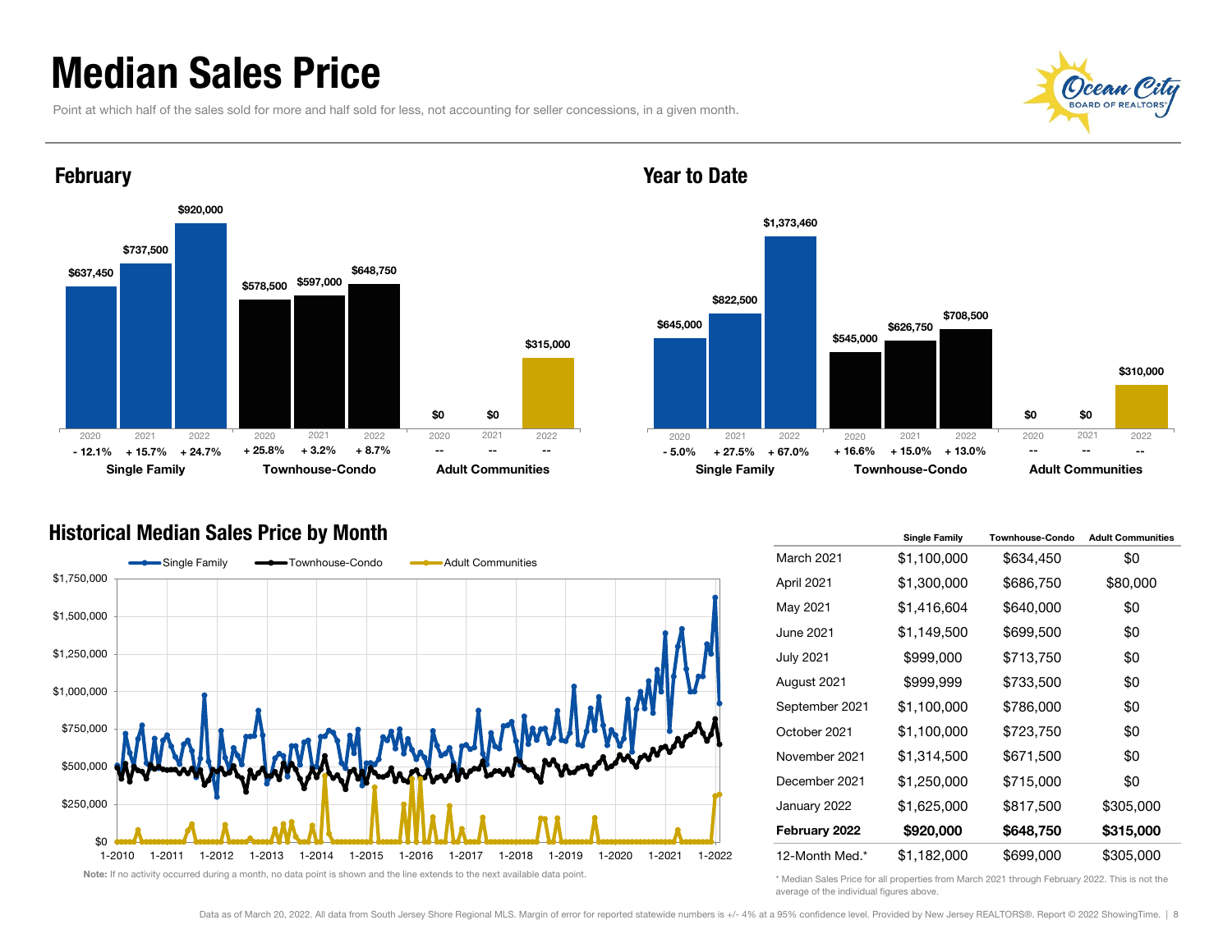# Median Sales Price

Point at which half of the sales sold for more and half sold for less, not accounting for seller concessions, in a given month.

## February

| | 2020 | 2021 | 2022 |
|---|---|---|---|
| **Single Family** | $637,450 | $737,500 | $920,000 |
| | - 12.1% | + 15.7% | + 24.7% |
| **Townhouse-Condo** | $578,500 | $597,000 | $648,750 |
| | + 25.8% | + 3.2% | + 8.7% |
| **Adult Communities** | $0 | $0 | $315,000 |
| | -- | -- | -- |

## Year to Date

| | 2020 | 2021 | 2022 |
|---|---|---|---|
| **Single Family** | $645,000 | $822,500 | $1,373,460 |
| | - 5.0% | + 27.5% | + 67.0% |
| **Townhouse-Condo** | $545,000 | $626,750 | $708,500 |
| | + 16.6% | + 15.0% | + 13.0% |
| **Adult Communities** | $0 | $0 | $310,000 |
| | -- | -- | -- |

## Historical Median Sales Price by Month

Single Family / Townhouse-Condo / Adult Communities

**Note:** If no activity occurred during a month, no data point is shown and the line extends to the next available data point.

| | Single Family | Townhouse-Condo | Adult Communities |
|---|---|---|---|
| March 2021 | $1,100,000 | $634,450 | $0 |
| April 2021 | $1,300,000 | $686,750 | $80,000 |
| May 2021 | $1,416,604 | $640,000 | $0 |
| June 2021 | $1,149,500 | $699,500 | $0 |
| July 2021 | $999,000 | $713,750 | $0 |
| August 2021 | $999,999 | $733,500 | $0 |
| September 2021 | $1,100,000 | $786,000 | $0 |
| October 2021 | $1,100,000 | $723,750 | $0 |
| November 2021 | $1,314,500 | $671,500 | $0 |
| December 2021 | $1,250,000 | $715,000 | $0 |
| January 2022 | $1,625,000 | $817,500 | $305,000 |
| **February 2022** | **$920,000** | **$648,750** | **$315,000** |
| 12-Month Med.* | $1,182,000 | $699,000 | $305,000 |

\* Median Sales Price for all properties from March 2021 through February 2022. This is not the average of the individual figures above.

Data as of March 20, 2022. All data from South Jersey Shore Regional MLS. Margin of error for reported statewide numbers is +/- 4% at a 95% confidence level. Provided by New Jersey REALTORS®. Report © 2022 ShowingTime.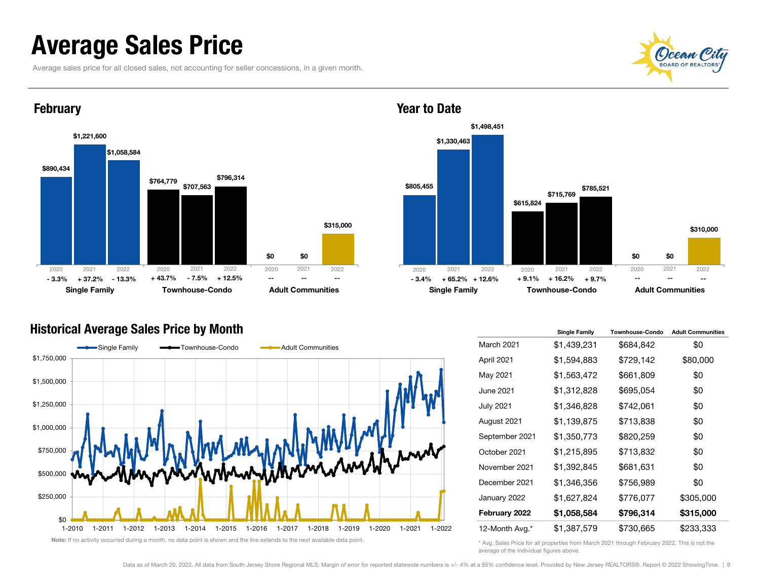# Average Sales Price

Average sales price for all closed sales, not accounting for seller concessions, in a given month.

## February

| | 2020 | 2021 | 2022 |
|---|---|---|---|
| Single Family | $890,434 | $1,221,600 | $1,058,584 |
| | - 3.3% | + 37.2% | - 13.3% |
| Townhouse-Condo | $764,779 | $707,563 | $796,314 |
| | + 43.7% | - 7.5% | + 12.5% |
| Adult Communities | $0 | $0 | $315,000 |
| | -- | -- | -- |

## Year to Date

| | 2020 | 2021 | 2022 |
|---|---|---|---|
| Single Family | $805,455 | $1,330,463 | $1,498,451 |
| | - 3.4% | + 65.2% | + 12.6% |
| Townhouse-Condo | $615,824 | $715,769 | $785,521 |
| | + 9.1% | + 16.2% | + 9.7% |
| Adult Communities | $0 | $0 | $310,000 |
| | -- | -- | -- |

## Historical Average Sales Price by Month

Note: If no activity occurred during a month, no data point is shown and the line extends to the next available data point.

| | Single Family | Townhouse-Condo | Adult Communities |
|---|---|---|---|
| March 2021 | $1,439,231 | $684,842 | $0 |
| April 2021 | $1,594,883 | $729,142 | $80,000 |
| May 2021 | $1,563,472 | $661,809 | $0 |
| June 2021 | $1,312,828 | $695,054 | $0 |
| July 2021 | $1,346,828 | $742,061 | $0 |
| August 2021 | $1,139,875 | $713,838 | $0 |
| September 2021 | $1,350,773 | $820,259 | $0 |
| October 2021 | $1,215,895 | $713,832 | $0 |
| November 2021 | $1,392,845 | $681,631 | $0 |
| December 2021 | $1,346,356 | $756,989 | $0 |
| January 2022 | $1,627,824 | $776,077 | $305,000 |
| **February 2022** | **$1,058,584** | **$796,314** | **$315,000** |
| 12-Month Avg.* | $1,387,579 | $730,665 | $233,333 |

\* Avg. Sales Price for all properties from March 2021 through February 2022. This is not the average of the individual figures above.

Data as of March 20, 2022. All data from South Jersey Shore Regional MLS. Margin of error for reported statewide numbers is +/- 4% at a 95% confidence level. Provided by New Jersey REALTORS®. Report © 2022 ShowingTime.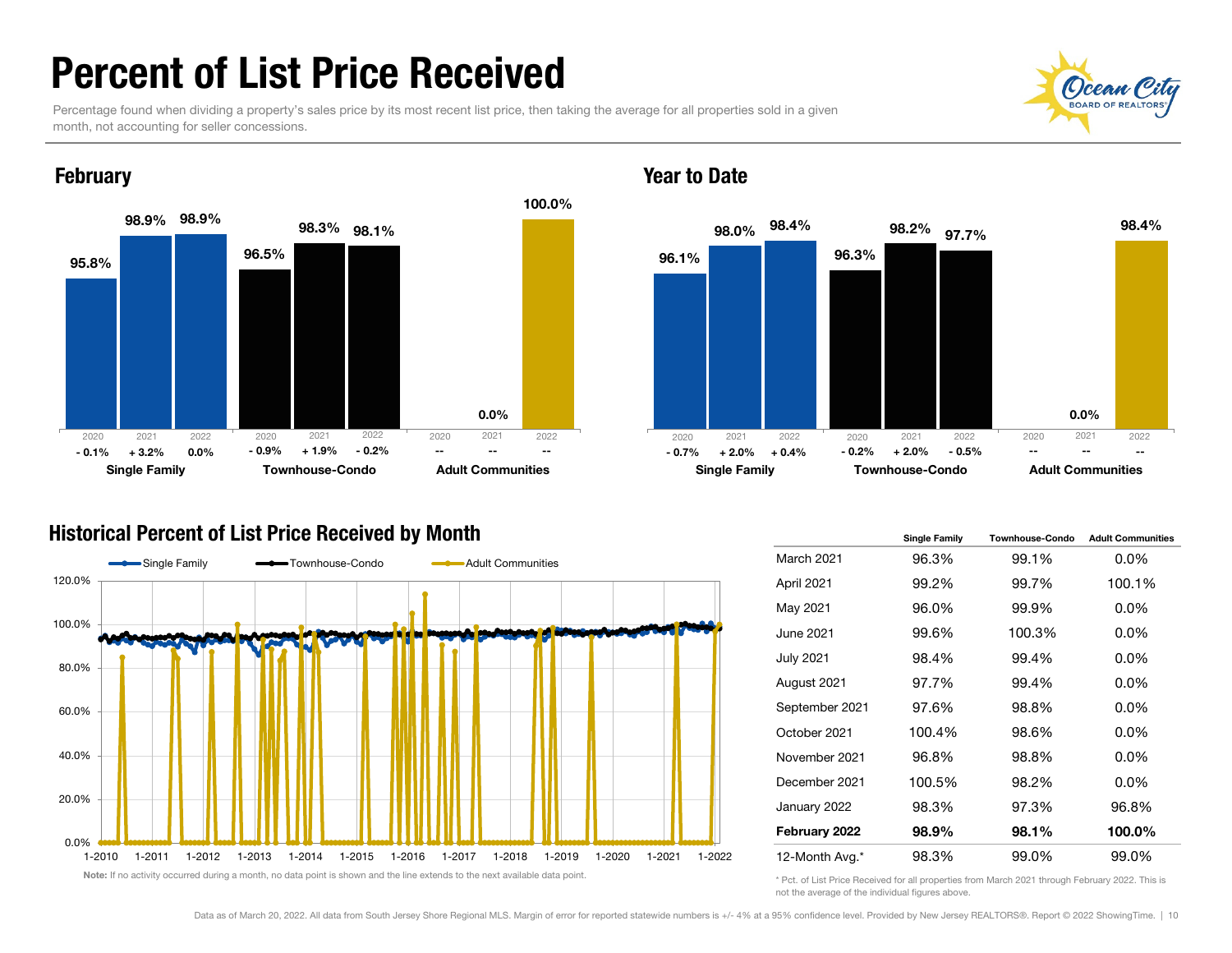# Percent of List Price Received

Percentage found when dividing a property's sales price by its most recent list price, then taking the average for all properties sold in a given month, not accounting for seller concessions.

## February

| | 2020 | 2021 | 2022 |
|---|---|---|---|
| **Single Family** | 95.8% (- 0.1%) | 98.9% (+ 3.2%) | 98.9% (0.0%) |
| **Townhouse-Condo** | 96.5% (- 0.9%) | 98.3% (+ 1.9%) | 98.1% (- 0.2%) |
| **Adult Communities** | -- | 0.0% (--) | 100.0% (--) |

## Year to Date

| | 2020 | 2021 | 2022 |
|---|---|---|---|
| **Single Family** | 96.1% (- 0.7%) | 98.0% (+ 2.0%) | 98.4% (+ 0.4%) |
| **Townhouse-Condo** | 96.3% (- 0.2%) | 98.2% (+ 2.0%) | 97.7% (- 0.5%) |
| **Adult Communities** | -- | 0.0% (--) | 98.4% (--) |

## Historical Percent of List Price Received by Month

**Note:** If no activity occurred during a month, no data point is shown and the line extends to the next available data point.

| | Single Family | Townhouse-Condo | Adult Communities |
|---|---|---|---|
| March 2021 | 96.3% | 99.1% | 0.0% |
| April 2021 | 99.2% | 99.7% | 100.1% |
| May 2021 | 96.0% | 99.9% | 0.0% |
| June 2021 | 99.6% | 100.3% | 0.0% |
| July 2021 | 98.4% | 99.4% | 0.0% |
| August 2021 | 97.7% | 99.4% | 0.0% |
| September 2021 | 97.6% | 98.8% | 0.0% |
| October 2021 | 100.4% | 98.6% | 0.0% |
| November 2021 | 96.8% | 98.8% | 0.0% |
| December 2021 | 100.5% | 98.2% | 0.0% |
| January 2022 | 98.3% | 97.3% | 96.8% |
| **February 2022** | **98.9%** | **98.1%** | **100.0%** |
| 12-Month Avg.* | 98.3% | 99.0% | 99.0% |

* Pct. of List Price Received for all properties from March 2021 through February 2022. This is not the average of the individual figures above.

Data as of March 20, 2022. All data from South Jersey Shore Regional MLS. Margin of error for reported statewide numbers is +/- 4% at a 95% confidence level. Provided by New Jersey REALTORS®. Report © 2022 ShowingTime.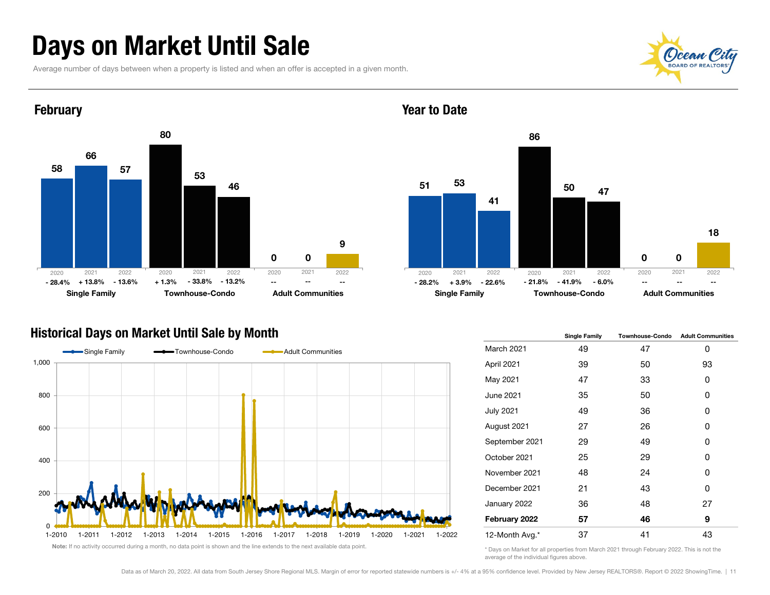# Days on Market Until Sale

Average number of days between when a property is listed and when an offer is accepted in a given month.

## February

| | 2020 | 2021 | 2022 |
|---|---|---|---|
| **Single Family** | 58 | 66 | 57 |
| | - 28.4% | + 13.8% | - 13.6% |
| **Townhouse-Condo** | 80 | 53 | 46 |
| | + 1.3% | - 33.8% | - 13.2% |
| **Adult Communities** | 0 | 0 | 9 |
| | -- | -- | -- |

## Year to Date

| | 2020 | 2021 | 2022 |
|---|---|---|---|
| **Single Family** | 51 | 53 | 41 |
| | - 28.2% | + 3.9% | - 22.6% |
| **Townhouse-Condo** | 86 | 50 | 47 |
| | - 21.8% | - 41.9% | - 6.0% |
| **Adult Communities** | 0 | 0 | 18 |
| | -- | -- | -- |

## Historical Days on Market Until Sale by Month

Note: If no activity occurred during a month, no data point is shown and the line extends to the next available data point.

| | Single Family | Townhouse-Condo | Adult Communities |
|---|---|---|---|
| March 2021 | 49 | 47 | 0 |
| April 2021 | 39 | 50 | 93 |
| May 2021 | 47 | 33 | 0 |
| June 2021 | 35 | 50 | 0 |
| July 2021 | 49 | 36 | 0 |
| August 2021 | 27 | 26 | 0 |
| September 2021 | 29 | 49 | 0 |
| October 2021 | 25 | 29 | 0 |
| November 2021 | 48 | 24 | 0 |
| December 2021 | 21 | 43 | 0 |
| January 2022 | 36 | 48 | 27 |
| **February 2022** | **57** | **46** | **9** |
| 12-Month Avg.* | 37 | 41 | 43 |

\* Days on Market for all properties from March 2021 through February 2022. This is not the average of the individual figures above.

Data as of March 20, 2022. All data from South Jersey Shore Regional MLS. Margin of error for reported statewide numbers is +/- 4% at a 95% confidence level. Provided by New Jersey REALTORS®. Report © 2022 ShowingTime.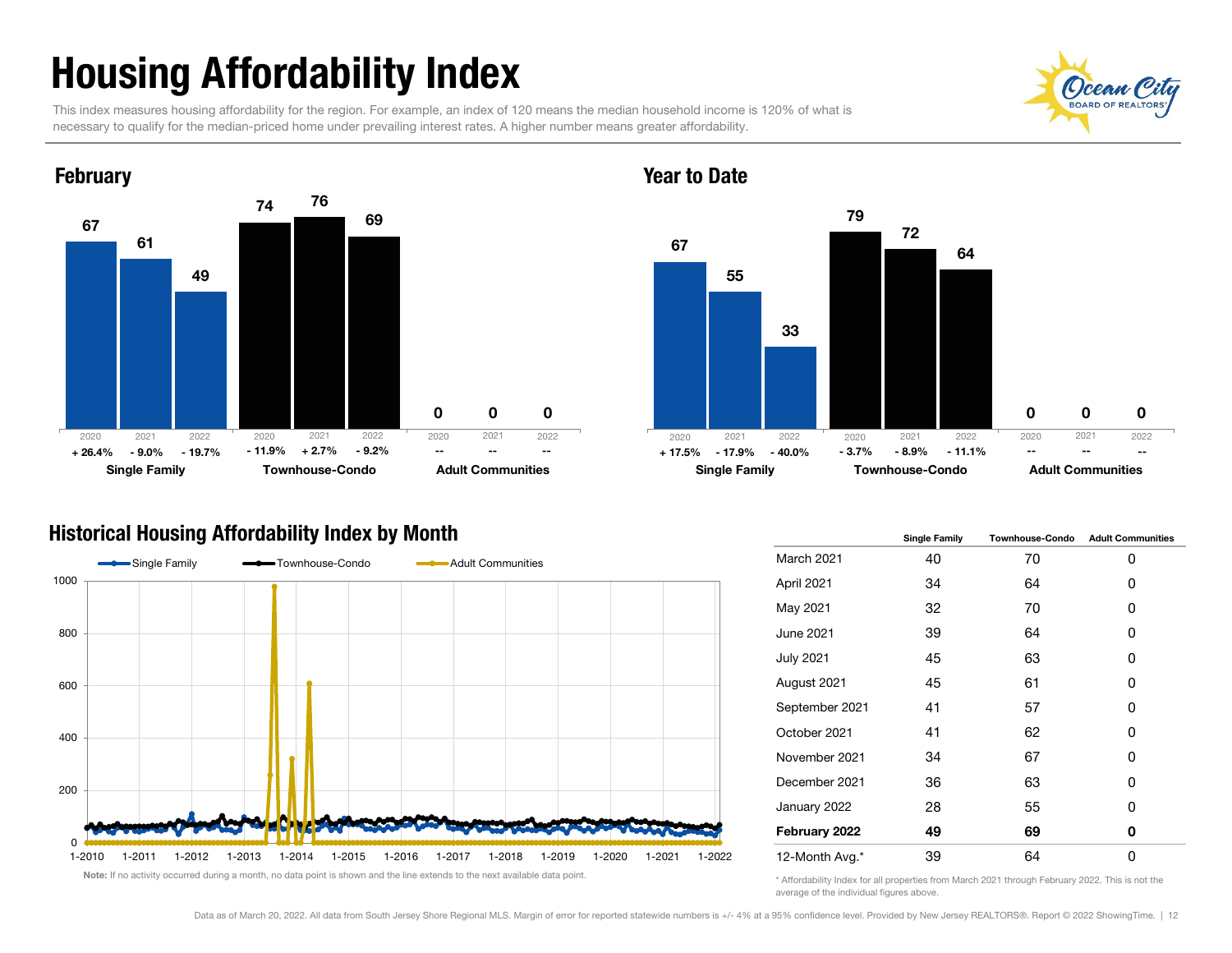# Housing Affordability Index

This index measures housing affordability for the region. For example, an index of 120 means the median household income is 120% of what is necessary to qualify for the median-priced home under prevailing interest rates. A higher number means greater affordability.

## February

| | 2020 | 2021 | 2022 |
|---|---|---|---|
| Single Family | 67 | 61 | 49 |
| Change | + 26.4% | - 9.0% | - 19.7% |
| Townhouse-Condo | 74 | 76 | 69 |
| Change | - 11.9% | + 2.7% | - 9.2% |
| Adult Communities | 0 | 0 | 0 |
| Change | -- | -- | -- |

## Year to Date

| | 2020 | 2021 | 2022 |
|---|---|---|---|
| Single Family | 67 | 55 | 33 |
| Change | + 17.5% | - 17.9% | - 40.0% |
| Townhouse-Condo | 79 | 72 | 64 |
| Change | - 3.7% | - 8.9% | - 11.1% |
| Adult Communities | 0 | 0 | 0 |
| Change | -- | -- | -- |

## Historical Housing Affordability Index by Month

Note: If no activity occurred during a month, no data point is shown and the line extends to the next available data point.

| | Single Family | Townhouse-Condo | Adult Communities |
|---|---|---|---|
| March 2021 | 40 | 70 | 0 |
| April 2021 | 34 | 64 | 0 |
| May 2021 | 32 | 70 | 0 |
| June 2021 | 39 | 64 | 0 |
| July 2021 | 45 | 63 | 0 |
| August 2021 | 45 | 61 | 0 |
| September 2021 | 41 | 57 | 0 |
| October 2021 | 41 | 62 | 0 |
| November 2021 | 34 | 67 | 0 |
| December 2021 | 36 | 63 | 0 |
| January 2022 | 28 | 55 | 0 |
| **February 2022** | **49** | **69** | **0** |
| 12-Month Avg.* | 39 | 64 | 0 |

* Affordability Index for all properties from March 2021 through February 2022. This is not the average of the individual figures above.

Data as of March 20, 2022. All data from South Jersey Shore Regional MLS. Margin of error for reported statewide numbers is +/- 4% at a 95% confidence level. Provided by New Jersey REALTORS®. Report © 2022 ShowingTime.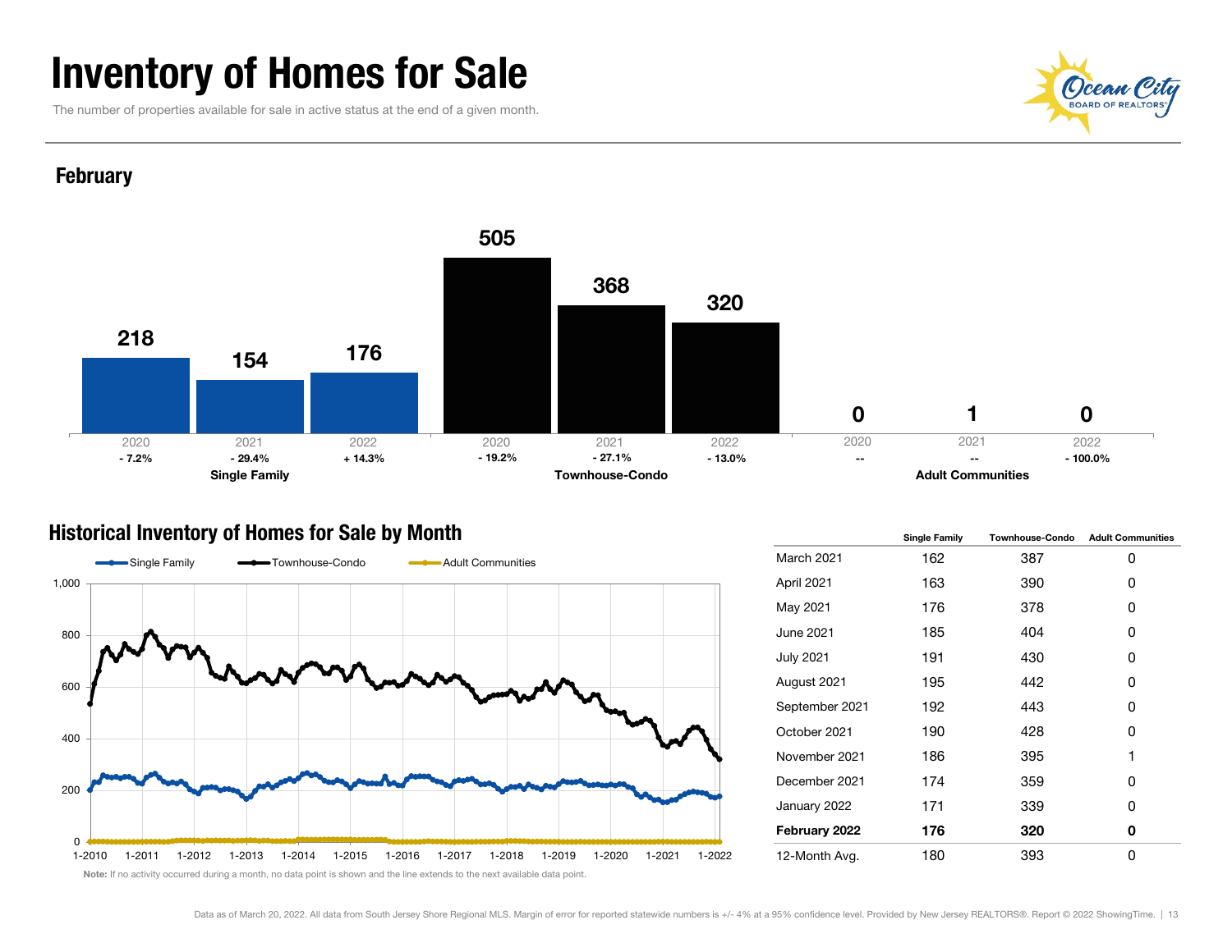# Inventory of Homes for Sale

The number of properties available for sale in active status at the end of a given month.

## February

| | 2020 | 2021 | 2022 |
|---|---|---|---|
| **Single Family** | 218 | 154 | 176 |
| | - 7.2% | - 29.4% | + 14.3% |
| **Townhouse-Condo** | 505 | 368 | 320 |
| | - 19.2% | - 27.1% | - 13.0% |
| **Adult Communities** | 0 | 1 | 0 |
| | -- | -- | - 100.0% |

## Historical Inventory of Homes for Sale by Month

| | Single Family | Townhouse-Condo | Adult Communities |
|---|---|---|---|
| March 2021 | 162 | 387 | 0 |
| April 2021 | 163 | 390 | 0 |
| May 2021 | 176 | 378 | 0 |
| June 2021 | 185 | 404 | 0 |
| July 2021 | 191 | 430 | 0 |
| August 2021 | 195 | 442 | 0 |
| September 2021 | 192 | 443 | 0 |
| October 2021 | 190 | 428 | 0 |
| November 2021 | 186 | 395 | 1 |
| December 2021 | 174 | 359 | 0 |
| January 2022 | 171 | 339 | 0 |
| **February 2022** | **176** | **320** | **0** |
| 12-Month Avg. | 180 | 393 | 0 |

**Note:** If no activity occurred during a month, no data point is shown and the line extends to the next available data point.

Data as of March 20, 2022. All data from South Jersey Shore Regional MLS. Margin of error for reported statewide numbers is +/- 4% at a 95% confidence level. Provided by New Jersey REALTORS®. Report © 2022 ShowingTime.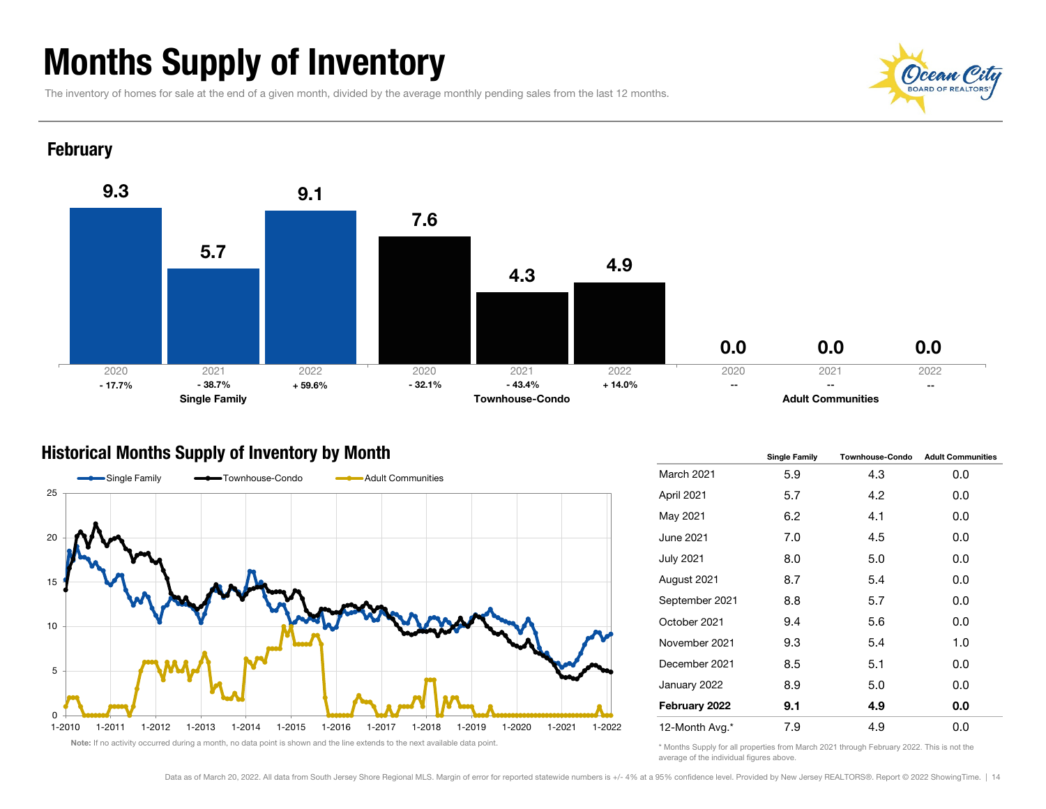# Months Supply of Inventory

The inventory of homes for sale at the end of a given month, divided by the average monthly pending sales from the last 12 months.

## February

| | Single Family | | | Townhouse-Condo | | | Adult Communities | | |
|---|---|---|---|---|---|---|---|---|---|
| Year | 2020 | 2021 | 2022 | 2020 | 2021 | 2022 | 2020 | 2021 | 2022 |
| Value | 9.3 | 5.7 | 9.1 | 7.6 | 4.3 | 4.9 | 0.0 | 0.0 | 0.0 |
| Change | - 17.7% | - 38.7% | + 59.6% | - 32.1% | - 43.4% | + 14.0% | -- | -- | -- |

## Historical Months Supply of Inventory by Month

Note: If no activity occurred during a month, no data point is shown and the line extends to the next available data point.

| | Single Family | Townhouse-Condo | Adult Communities |
|---|---|---|---|
| March 2021 | 5.9 | 4.3 | 0.0 |
| April 2021 | 5.7 | 4.2 | 0.0 |
| May 2021 | 6.2 | 4.1 | 0.0 |
| June 2021 | 7.0 | 4.5 | 0.0 |
| July 2021 | 8.0 | 5.0 | 0.0 |
| August 2021 | 8.7 | 5.4 | 0.0 |
| September 2021 | 8.8 | 5.7 | 0.0 |
| October 2021 | 9.4 | 5.6 | 0.0 |
| November 2021 | 9.3 | 5.4 | 1.0 |
| December 2021 | 8.5 | 5.1 | 0.0 |
| January 2022 | 8.9 | 5.0 | 0.0 |
| **February 2022** | **9.1** | **4.9** | **0.0** |
| 12-Month Avg.* | 7.9 | 4.9 | 0.0 |

\* Months Supply for all properties from March 2021 through February 2022. This is not the average of the individual figures above.

Data as of March 20, 2022. All data from South Jersey Shore Regional MLS. Margin of error for reported statewide numbers is +/- 4% at a 95% confidence level. Provided by New Jersey REALTORS®. Report © 2022 ShowingTime.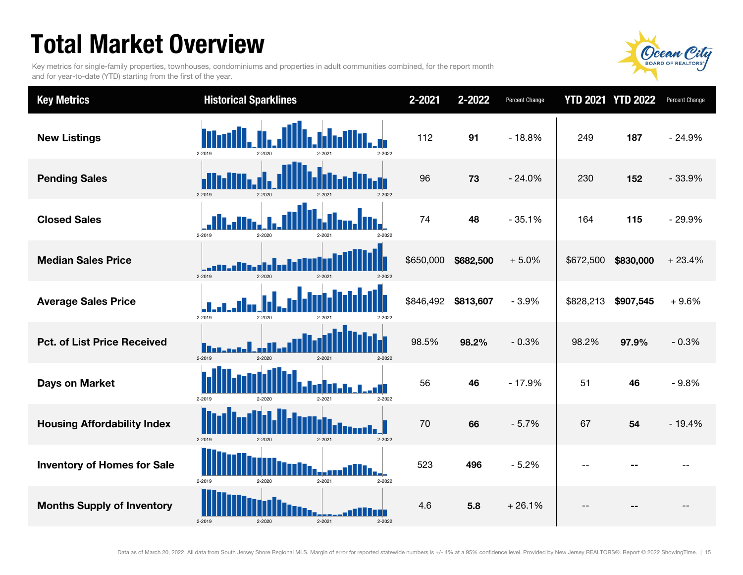# Total Market Overview

Key metrics for single-family properties, townhouses, condominiums and properties in adult communities combined, for the report month and for year-to-date (YTD) starting from the first of the year.

| Key Metrics | Historical Sparklines | 2-2021 | 2-2022 | Percent Change | YTD 2021 | YTD 2022 | Percent Change |
|---|---|---|---|---|---|---|---|
| New Listings | 2-2019 2-2020 2-2021 2-2022 | 112 | **91** | - 18.8% | 249 | **187** | - 24.9% |
| Pending Sales | 2-2019 2-2020 2-2021 2-2022 | 96 | **73** | - 24.0% | 230 | **152** | - 33.9% |
| Closed Sales | 2-2019 2-2020 2-2021 2-2022 | 74 | **48** | - 35.1% | 164 | **115** | - 29.9% |
| Median Sales Price | 2-2019 2-2020 2-2021 2-2022 | $650,000 | **$682,500** | + 5.0% | $672,500 | **$830,000** | + 23.4% |
| Average Sales Price | 2-2019 2-2020 2-2021 2-2022 | $846,492 | **$813,607** | - 3.9% | $828,213 | **$907,545** | + 9.6% |
| Pct. of List Price Received | 2-2019 2-2020 2-2021 2-2022 | 98.5% | **98.2%** | - 0.3% | 98.2% | **97.9%** | - 0.3% |
| Days on Market | 2-2019 2-2020 2-2021 2-2022 | 56 | **46** | - 17.9% | 51 | **46** | - 9.8% |
| Housing Affordability Index | 2-2019 2-2020 2-2021 2-2022 | 70 | **66** | - 5.7% | 67 | **54** | - 19.4% |
| Inventory of Homes for Sale | 2-2019 2-2020 2-2021 2-2022 | 523 | **496** | - 5.2% | -- | **--** | -- |
| Months Supply of Inventory | 2-2019 2-2020 2-2021 2-2022 | 4.6 | **5.8** | + 26.1% | -- | **--** | -- |

Data as of March 20, 2022. All data from South Jersey Shore Regional MLS. Margin of error for reported statewide numbers is +/- 4% at a 95% confidence level. Provided by New Jersey REALTORS®. Report © 2022 ShowingTime.